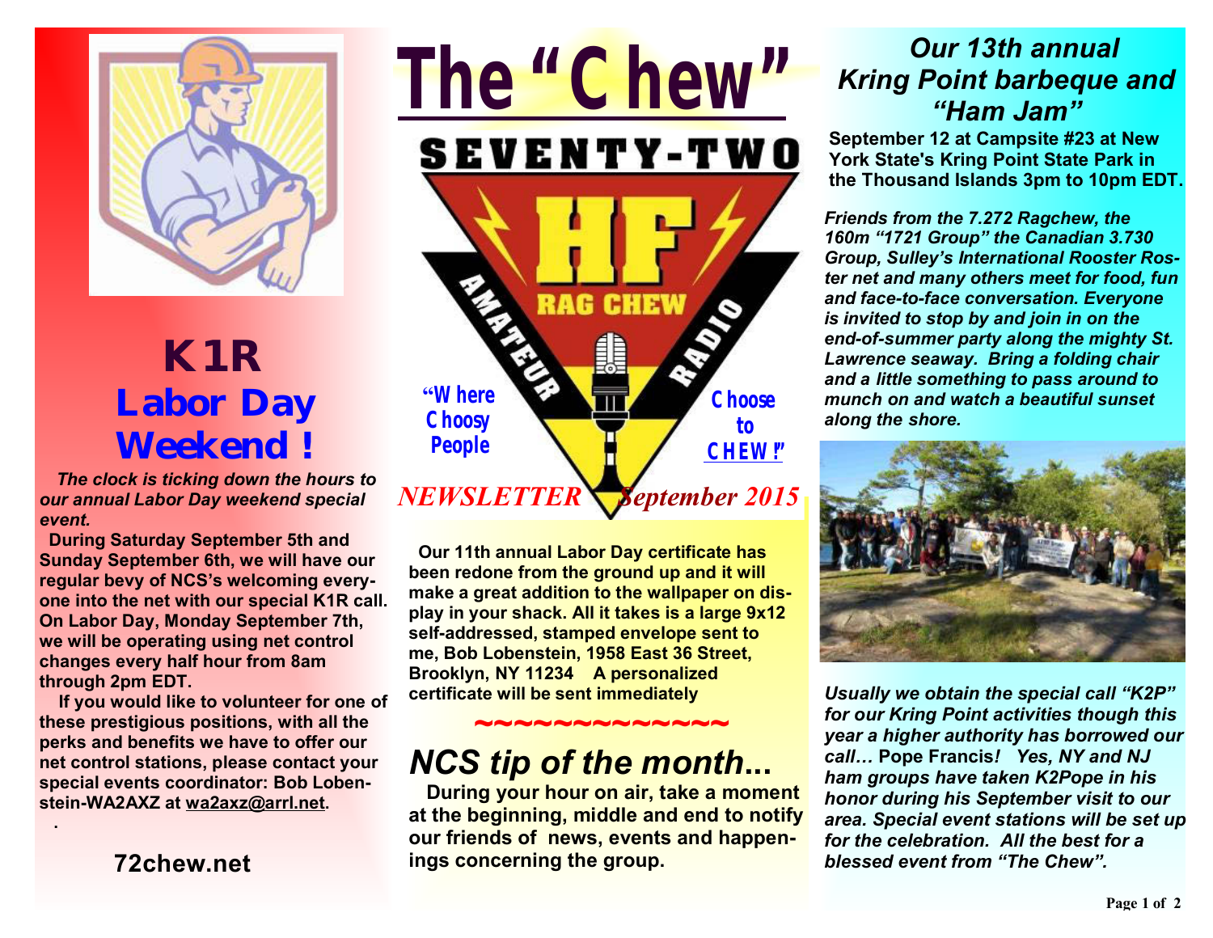# The "Chew"

SEVENTY-TWO

HF RAG CHEW AMATEUR RADIO

"Where Choosy People Choose to CHEW!"

*NEWSLETTER September 2015*

## K1R Labor Day Weekend !

***The clock is ticking down the hours to our annual Labor Day weekend special event.***

**During Saturday September 5th and Sunday September 6th, we will have our regular bevy of NCS's welcoming everyone into the net with our special K1R call. On Labor Day, Monday September 7th, we will be operating using net control changes every half hour from 8am through 2pm EDT.**

**If you would like to volunteer for one of these prestigious positions, with all the perks and benefits we have to offer our net control stations, please contact your special events coordinator: Bob Lobenstein-WA2AXZ at wa2axz@arrl.net.**

**72chew.net**

**Our 11th annual Labor Day certificate has been redone from the ground up and it will make a great addition to the wallpaper on display in your shack. All it takes is a large 9x12 self-addressed, stamped envelope sent to me, Bob Lobenstein, 1958 East 36 Street, Brooklyn, NY 11234 A personalized certificate will be sent immediately**

~~~~~~~~~~~~~~

## *NCS tip of the month...*

**During your hour on air, take a moment at the beginning, middle and end to notify our friends of news, events and happenings concerning the group.**

## *Our 13th annual Kring Point barbeque and "Ham Jam"*

**September 12 at Campsite #23 at New York State's Kring Point State Park in the Thousand Islands 3pm to 10pm EDT.**

***Friends from the 7.272 Ragchew, the 160m "1721 Group" the Canadian 3.730 Group, Sulley's International Rooster Roster net and many others meet for food, fun and face-to-face conversation. Everyone is invited to stop by and join in on the end-of-summer party along the mighty St. Lawrence seaway. Bring a folding chair and a little something to pass around to munch on and watch a beautiful sunset along the shore.***

***Usually we obtain the special call "K2P" for our Kring Point activities though this year a higher authority has borrowed our call…* Pope Francis*! Yes, NY and NJ ham groups have taken K2Pope in his honor during his September visit to our area. Special event stations will be set up for the celebration. All the best for a blessed event from "The Chew".***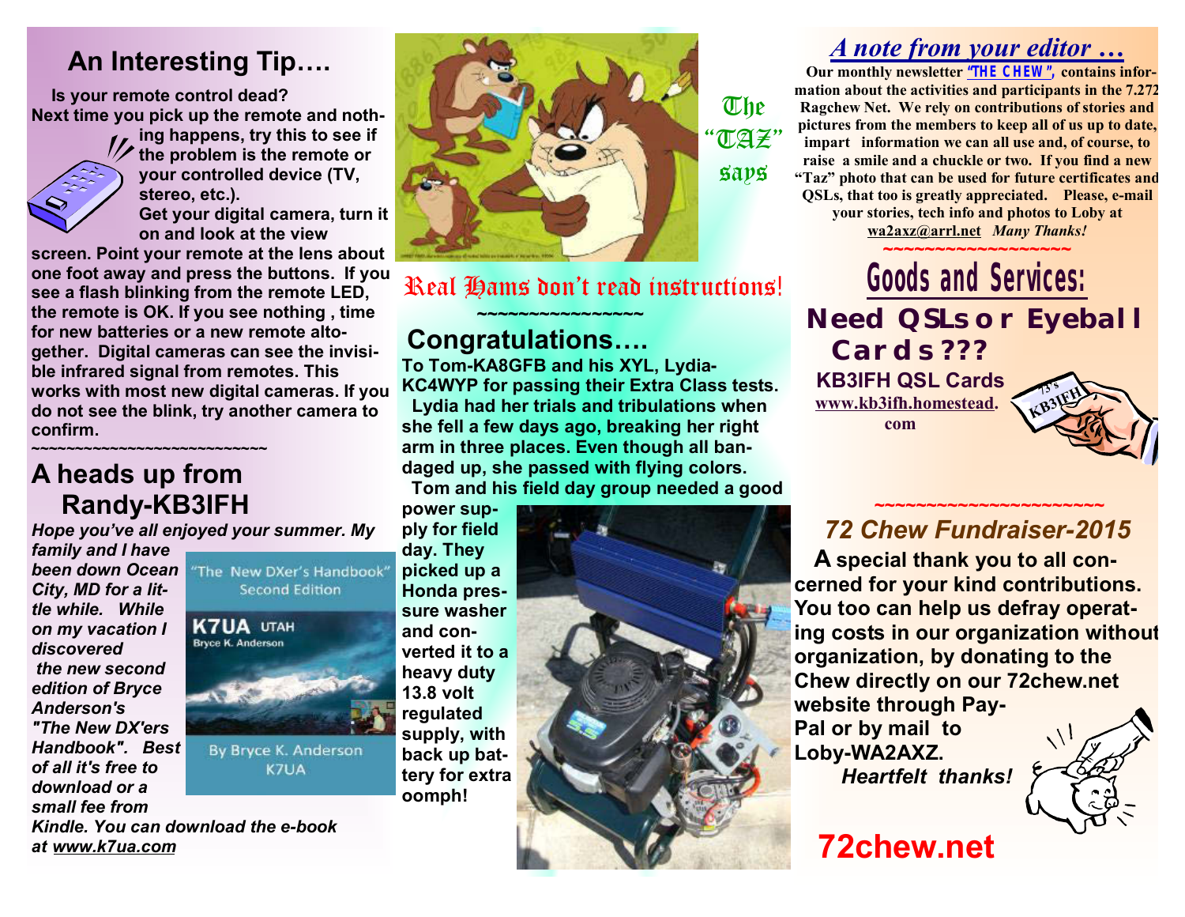## An Interesting Tip….

**Is your remote control dead?**

**Next time you pick up the remote and nothing happens, try this to see if the problem is the remote or your controlled device (TV, stereo, etc.).**

**Get your digital camera, turn it on and look at the view screen. Point your remote at the lens about one foot away and press the buttons. If you see a flash blinking from the remote LED, the remote is OK. If you see nothing , time for new batteries or a new remote altogether. Digital cameras can see the invisible infrared signal from remotes. This works with most new digital cameras. If you do not see the blink, try another camera to confirm.**

~~~~~~~~~~~~~~~~~~~~~~~~~~~

## A heads up from Randy-KB3IFH

***Hope you've all enjoyed your summer. My family and I have been down Ocean City, MD for a little while. While on my vacation I discovered the new second edition of Bryce Anderson's "The New DX'ers Handbook". Best of all it's free to download or a small fee from Kindle. You can download the e-book at www.k7ua.com***

"The New DXer's Handbook" Second Edition

K7UA UTAH

Bryce K. Anderson

By Bryce K. Anderson K7UA

The "TAZ" says

Real Hams don't read instructions!

~~~~~~~~~~~~~~~~~

## Congratulations….

**To Tom-KA8GFB and his XYL, Lydia-KC4WYP for passing their Extra Class tests.**

**Lydia had her trials and tribulations when she fell a few days ago, breaking her right arm in three places. Even though all bandaged up, she passed with flying colors.**

**Tom and his field day group needed a good power supply for field day. They picked up a Honda pressure washer and converted it to a heavy duty 13.8 volt regulated supply, with back up battery for extra oomph!**

## *A note from your editor …*

**Our monthly newsletter "THE CHEW", contains information about the activities and participants in the 7.272 Ragchew Net. We rely on contributions of stories and pictures from the members to keep all of us up to date, impart information we can all use and, of course, to raise a smile and a chuckle or two. If you find a new "Taz" photo that can be used for future certificates and QSLs, that too is greatly appreciated. Please, e-mail your stories, tech info and photos to Loby at wa2axz@arrl.net** ***Many Thanks!***

~~~~~~~~~~~~~~~~~~~

## Goods and Services:

### Need QSLs or Eyeball Cards???

**KB3IFH QSL Cards**

**www.kb3ifh.homestead.com**

~~~~~~~~~~~~~~~~~~~~~~~

## *72 Chew Fundraiser-2015*

**A special thank you to all concerned for your kind contributions. You too can help us defray operating costs in our organization without organization, by donating to the Chew directly on our 72chew.net website through PayPal or by mail to Loby-WA2AXZ.**

***Heartfelt thanks!***

**72chew.net**